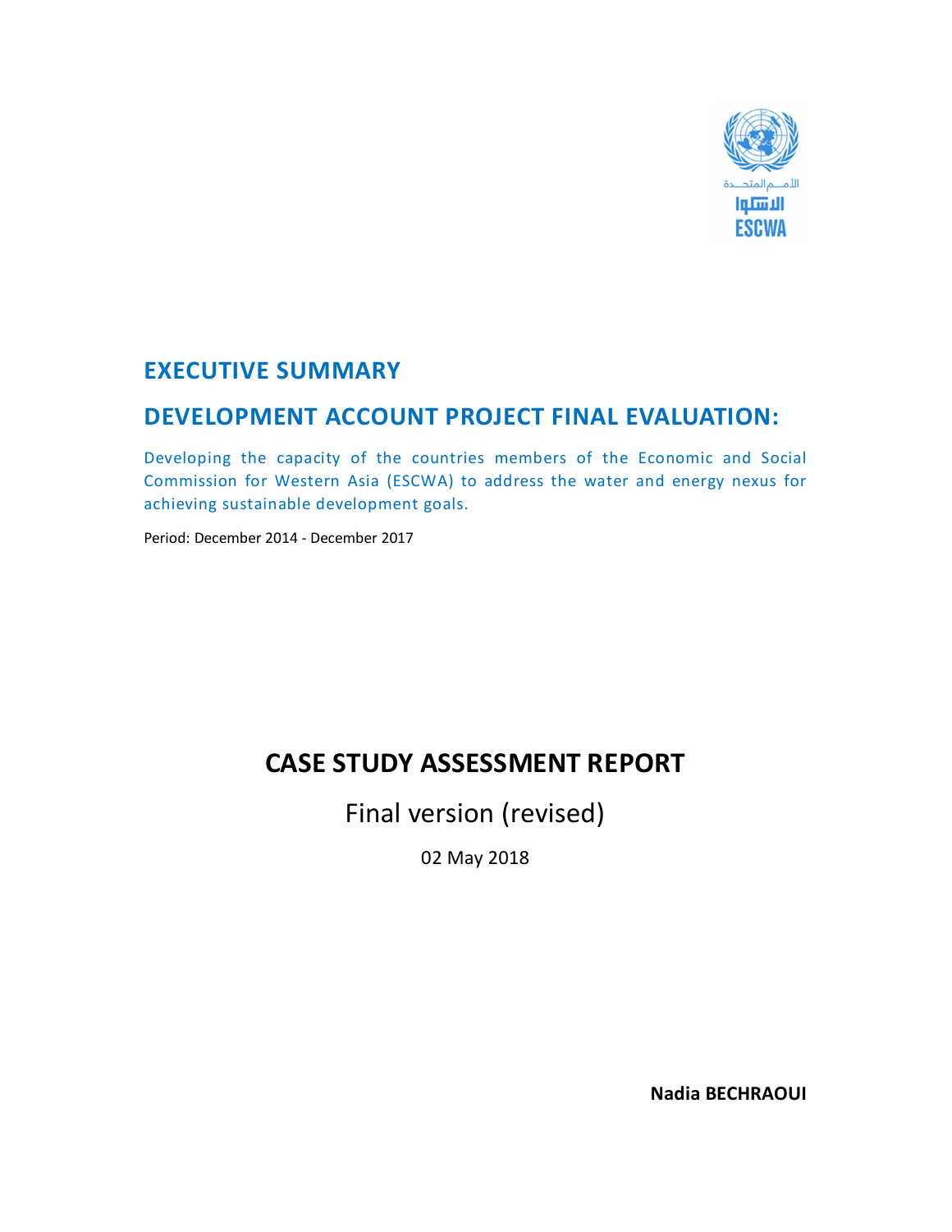# EXECUTIVE SUMMARY

# DEVELOPMENT ACCOUNT PROJECT FINAL EVALUATION:

Developing the capacity of the countries members of the Economic and Social Commission for Western Asia (ESCWA) to address the water and energy nexus for achieving sustainable development goals.

Period: December 2014 - December 2017

## CASE STUDY ASSESSMENT REPORT

Final version (revised)

02 May 2018

**Nadia BECHRAOUI**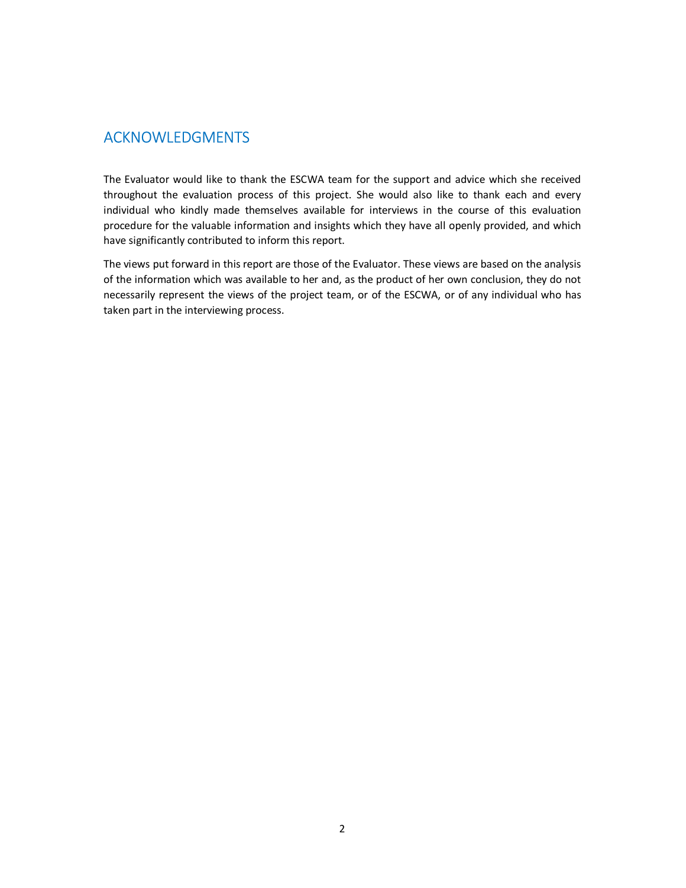# ACKNOWLEDGMENTS

The Evaluator would like to thank the ESCWA team for the support and advice which she received throughout the evaluation process of this project. She would also like to thank each and every individual who kindly made themselves available for interviews in the course of this evaluation procedure for the valuable information and insights which they have all openly provided, and which have significantly contributed to inform this report.

The views put forward in this report are those of the Evaluator. These views are based on the analysis of the information which was available to her and, as the product of her own conclusion, they do not necessarily represent the views of the project team, or of the ESCWA, or of any individual who has taken part in the interviewing process.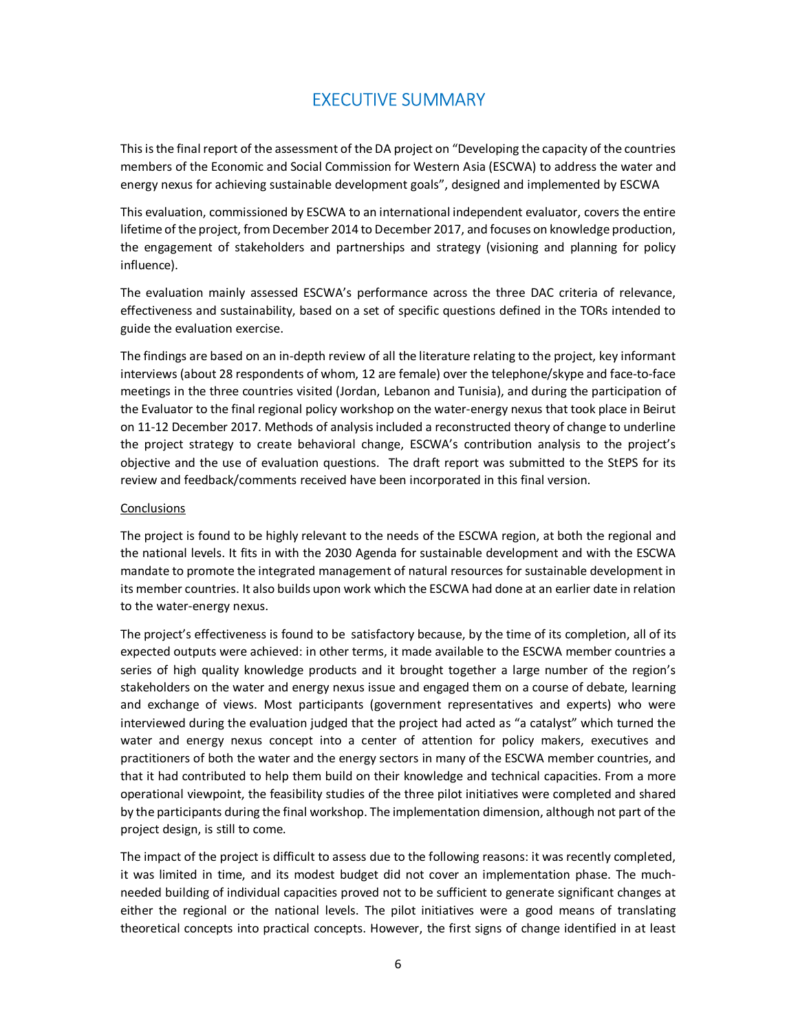# EXECUTIVE SUMMARY

This is the final report of the assessment of the DA project on "Developing the capacity of the countries members of the Economic and Social Commission for Western Asia (ESCWA) to address the water and energy nexus for achieving sustainable development goals", designed and implemented by ESCWA

This evaluation, commissioned by ESCWA to an international independent evaluator, covers the entire lifetime of the project, from December 2014 to December 2017, and focuses on knowledge production, the engagement of stakeholders and partnerships and strategy (visioning and planning for policy influence).

The evaluation mainly assessed ESCWA's performance across the three DAC criteria of relevance, effectiveness and sustainability, based on a set of specific questions defined in the TORs intended to guide the evaluation exercise.

The findings are based on an in-depth review of all the literature relating to the project, key informant interviews (about 28 respondents of whom, 12 are female) over the telephone/skype and face-to-face meetings in the three countries visited (Jordan, Lebanon and Tunisia), and during the participation of the Evaluator to the final regional policy workshop on the water-energy nexus that took place in Beirut on 11-12 December 2017. Methods of analysis included a reconstructed theory of change to underline the project strategy to create behavioral change, ESCWA's contribution analysis to the project's objective and the use of evaluation questions. The draft report was submitted to the StEPS for its review and feedback/comments received have been incorporated in this final version.

Conclusions

The project is found to be highly relevant to the needs of the ESCWA region, at both the regional and the national levels. It fits in with the 2030 Agenda for sustainable development and with the ESCWA mandate to promote the integrated management of natural resources for sustainable development in its member countries. It also builds upon work which the ESCWA had done at an earlier date in relation to the water-energy nexus.

The project's effectiveness is found to be satisfactory because, by the time of its completion, all of its expected outputs were achieved: in other terms, it made available to the ESCWA member countries a series of high quality knowledge products and it brought together a large number of the region's stakeholders on the water and energy nexus issue and engaged them on a course of debate, learning and exchange of views. Most participants (government representatives and experts) who were interviewed during the evaluation judged that the project had acted as "a catalyst" which turned the water and energy nexus concept into a center of attention for policy makers, executives and practitioners of both the water and the energy sectors in many of the ESCWA member countries, and that it had contributed to help them build on their knowledge and technical capacities. From a more operational viewpoint, the feasibility studies of the three pilot initiatives were completed and shared by the participants during the final workshop. The implementation dimension, although not part of the project design, is still to come.

The impact of the project is difficult to assess due to the following reasons: it was recently completed, it was limited in time, and its modest budget did not cover an implementation phase. The much-needed building of individual capacities proved not to be sufficient to generate significant changes at either the regional or the national levels. The pilot initiatives were a good means of translating theoretical concepts into practical concepts. However, the first signs of change identified in at least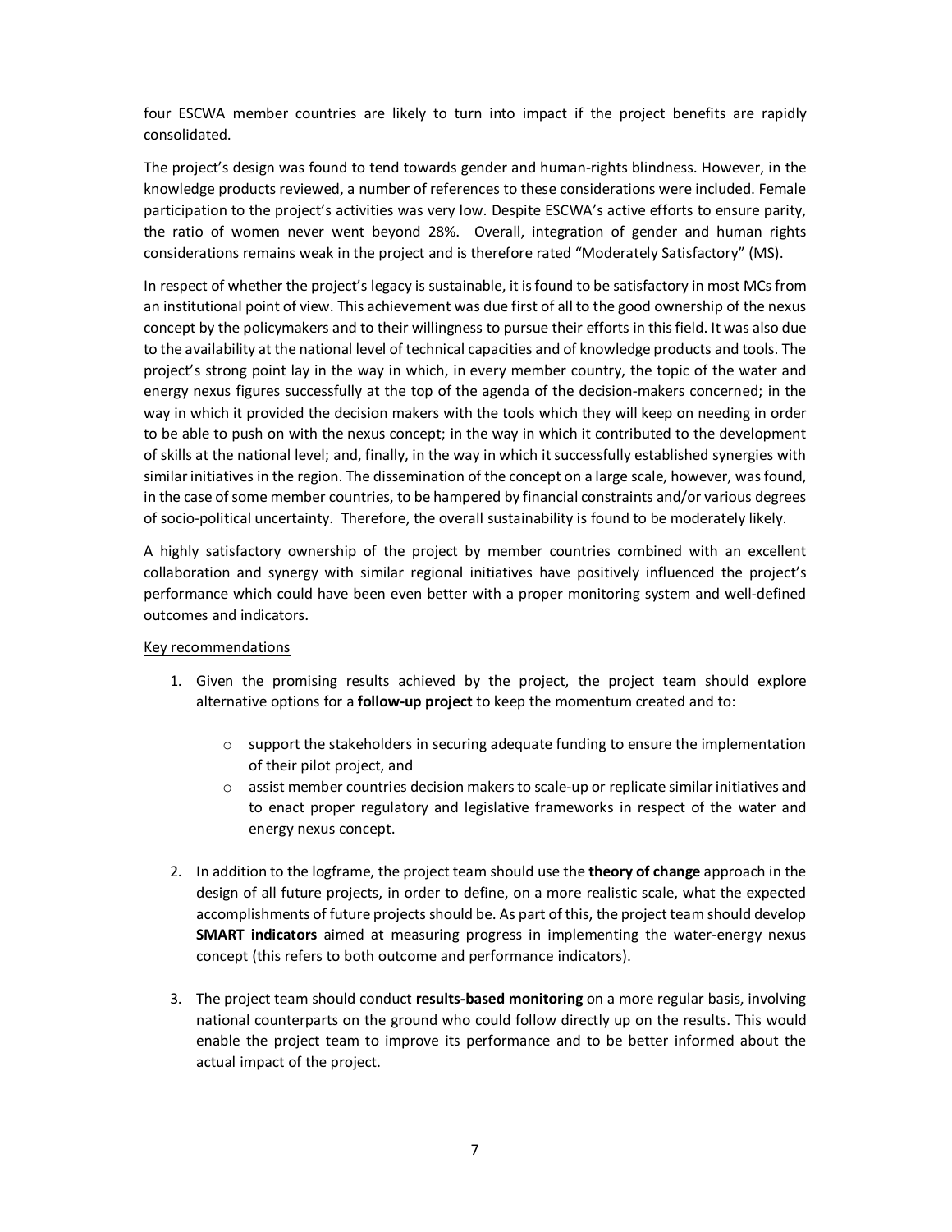four ESCWA member countries are likely to turn into impact if the project benefits are rapidly consolidated.

The project's design was found to tend towards gender and human-rights blindness. However, in the knowledge products reviewed, a number of references to these considerations were included. Female participation to the project's activities was very low. Despite ESCWA's active efforts to ensure parity, the ratio of women never went beyond 28%. Overall, integration of gender and human rights considerations remains weak in the project and is therefore rated "Moderately Satisfactory" (MS).

In respect of whether the project's legacy is sustainable, it is found to be satisfactory in most MCs from an institutional point of view. This achievement was due first of all to the good ownership of the nexus concept by the policymakers and to their willingness to pursue their efforts in this field. It was also due to the availability at the national level of technical capacities and of knowledge products and tools. The project's strong point lay in the way in which, in every member country, the topic of the water and energy nexus figures successfully at the top of the agenda of the decision-makers concerned; in the way in which it provided the decision makers with the tools which they will keep on needing in order to be able to push on with the nexus concept; in the way in which it contributed to the development of skills at the national level; and, finally, in the way in which it successfully established synergies with similar initiatives in the region. The dissemination of the concept on a large scale, however, was found, in the case of some member countries, to be hampered by financial constraints and/or various degrees of socio-political uncertainty. Therefore, the overall sustainability is found to be moderately likely.

A highly satisfactory ownership of the project by member countries combined with an excellent collaboration and synergy with similar regional initiatives have positively influenced the project's performance which could have been even better with a proper monitoring system and well-defined outcomes and indicators.

Key recommendations

1. Given the promising results achieved by the project, the project team should explore alternative options for a **follow-up project** to keep the momentum created and to:
   - support the stakeholders in securing adequate funding to ensure the implementation of their pilot project, and
   - assist member countries decision makers to scale-up or replicate similar initiatives and to enact proper regulatory and legislative frameworks in respect of the water and energy nexus concept.

2. In addition to the logframe, the project team should use the **theory of change** approach in the design of all future projects, in order to define, on a more realistic scale, what the expected accomplishments of future projects should be. As part of this, the project team should develop **SMART indicators** aimed at measuring progress in implementing the water-energy nexus concept (this refers to both outcome and performance indicators).

3. The project team should conduct **results-based monitoring** on a more regular basis, involving national counterparts on the ground who could follow directly up on the results. This would enable the project team to improve its performance and to be better informed about the actual impact of the project.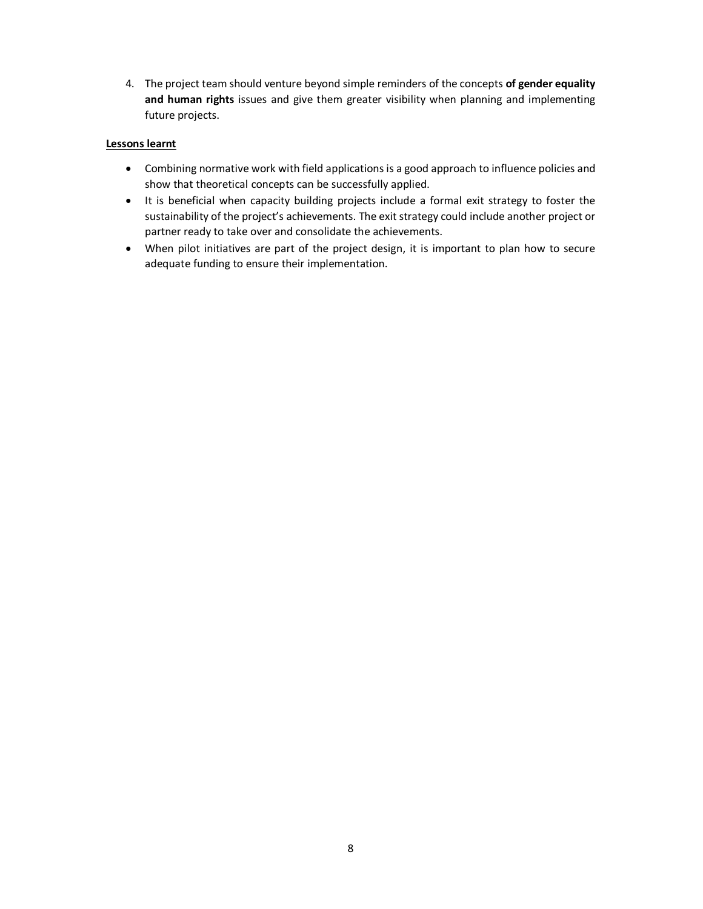4. The project team should venture beyond simple reminders of the concepts **of gender equality and human rights** issues and give them greater visibility when planning and implementing future projects.

**Lessons learnt**

- Combining normative work with field applications is a good approach to influence policies and show that theoretical concepts can be successfully applied.
- It is beneficial when capacity building projects include a formal exit strategy to foster the sustainability of the project's achievements. The exit strategy could include another project or partner ready to take over and consolidate the achievements.
- When pilot initiatives are part of the project design, it is important to plan how to secure adequate funding to ensure their implementation.